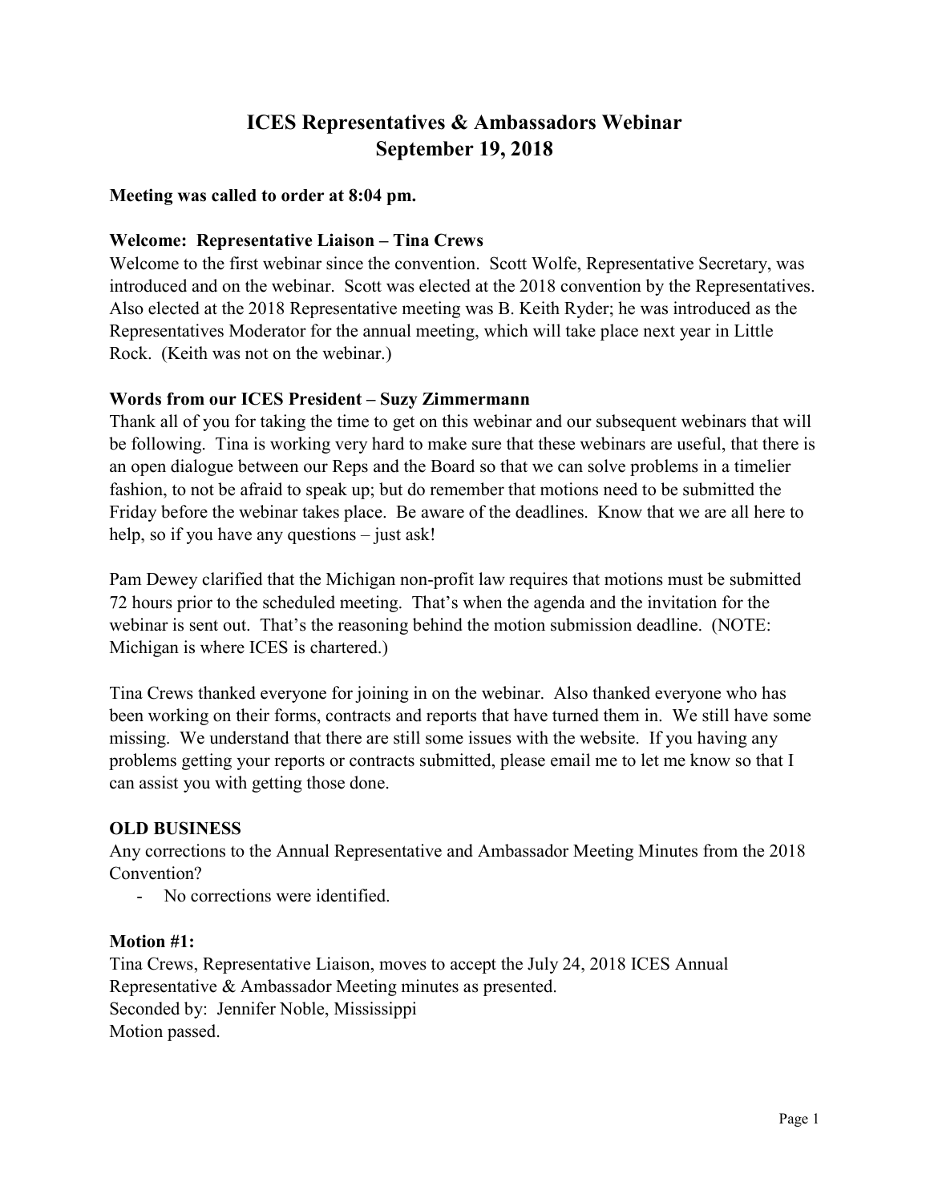# ICES Representatives & Ambassadors Webinar
# September 19, 2018

**Meeting was called to order at 8:04 pm.**

**Welcome: Representative Liaison – Tina Crews**

Welcome to the first webinar since the convention. Scott Wolfe, Representative Secretary, was introduced and on the webinar. Scott was elected at the 2018 convention by the Representatives. Also elected at the 2018 Representative meeting was B. Keith Ryder; he was introduced as the Representatives Moderator for the annual meeting, which will take place next year in Little Rock. (Keith was not on the webinar.)

**Words from our ICES President – Suzy Zimmermann**

Thank all of you for taking the time to get on this webinar and our subsequent webinars that will be following. Tina is working very hard to make sure that these webinars are useful, that there is an open dialogue between our Reps and the Board so that we can solve problems in a timelier fashion, to not be afraid to speak up; but do remember that motions need to be submitted the Friday before the webinar takes place. Be aware of the deadlines. Know that we are all here to help, so if you have any questions – just ask!

Pam Dewey clarified that the Michigan non-profit law requires that motions must be submitted 72 hours prior to the scheduled meeting. That's when the agenda and the invitation for the webinar is sent out. That's the reasoning behind the motion submission deadline. (NOTE: Michigan is where ICES is chartered.)

Tina Crews thanked everyone for joining in on the webinar. Also thanked everyone who has been working on their forms, contracts and reports that have turned them in. We still have some missing. We understand that there are still some issues with the website. If you having any problems getting your reports or contracts submitted, please email me to let me know so that I can assist you with getting those done.

**OLD BUSINESS**

Any corrections to the Annual Representative and Ambassador Meeting Minutes from the 2018 Convention?

- No corrections were identified.

**Motion #1:**

Tina Crews, Representative Liaison, moves to accept the July 24, 2018 ICES Annual Representative & Ambassador Meeting minutes as presented.
Seconded by: Jennifer Noble, Mississippi
Motion passed.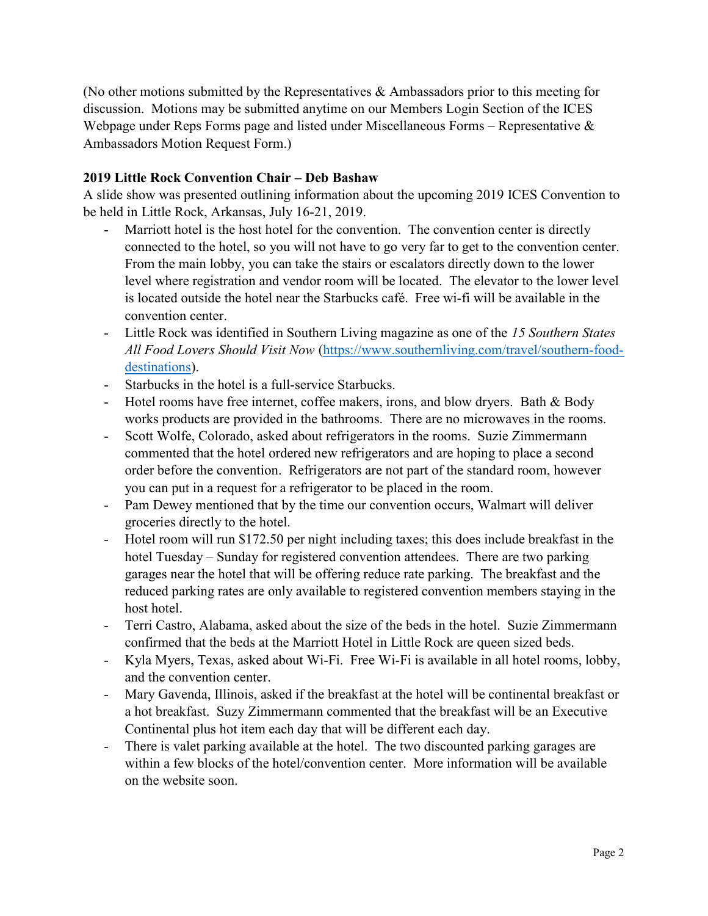(No other motions submitted by the Representatives & Ambassadors prior to this meeting for discussion. Motions may be submitted anytime on our Members Login Section of the ICES Webpage under Reps Forms page and listed under Miscellaneous Forms – Representative & Ambassadors Motion Request Form.)

**2019 Little Rock Convention Chair – Deb Bashaw**

A slide show was presented outlining information about the upcoming 2019 ICES Convention to be held in Little Rock, Arkansas, July 16-21, 2019.

- Marriott hotel is the host hotel for the convention. The convention center is directly connected to the hotel, so you will not have to go very far to get to the convention center. From the main lobby, you can take the stairs or escalators directly down to the lower level where registration and vendor room will be located. The elevator to the lower level is located outside the hotel near the Starbucks café. Free wi-fi will be available in the convention center.
- Little Rock was identified in Southern Living magazine as one of the *15 Southern States All Food Lovers Should Visit Now* (https://www.southernliving.com/travel/southern-food-destinations).
- Starbucks in the hotel is a full-service Starbucks.
- Hotel rooms have free internet, coffee makers, irons, and blow dryers. Bath & Body works products are provided in the bathrooms. There are no microwaves in the rooms.
- Scott Wolfe, Colorado, asked about refrigerators in the rooms. Suzie Zimmermann commented that the hotel ordered new refrigerators and are hoping to place a second order before the convention. Refrigerators are not part of the standard room, however you can put in a request for a refrigerator to be placed in the room.
- Pam Dewey mentioned that by the time our convention occurs, Walmart will deliver groceries directly to the hotel.
- Hotel room will run $172.50 per night including taxes; this does include breakfast in the hotel Tuesday – Sunday for registered convention attendees. There are two parking garages near the hotel that will be offering reduce rate parking. The breakfast and the reduced parking rates are only available to registered convention members staying in the host hotel.
- Terri Castro, Alabama, asked about the size of the beds in the hotel. Suzie Zimmermann confirmed that the beds at the Marriott Hotel in Little Rock are queen sized beds.
- Kyla Myers, Texas, asked about Wi-Fi. Free Wi-Fi is available in all hotel rooms, lobby, and the convention center.
- Mary Gavenda, Illinois, asked if the breakfast at the hotel will be continental breakfast or a hot breakfast. Suzy Zimmermann commented that the breakfast will be an Executive Continental plus hot item each day that will be different each day.
- There is valet parking available at the hotel. The two discounted parking garages are within a few blocks of the hotel/convention center. More information will be available on the website soon.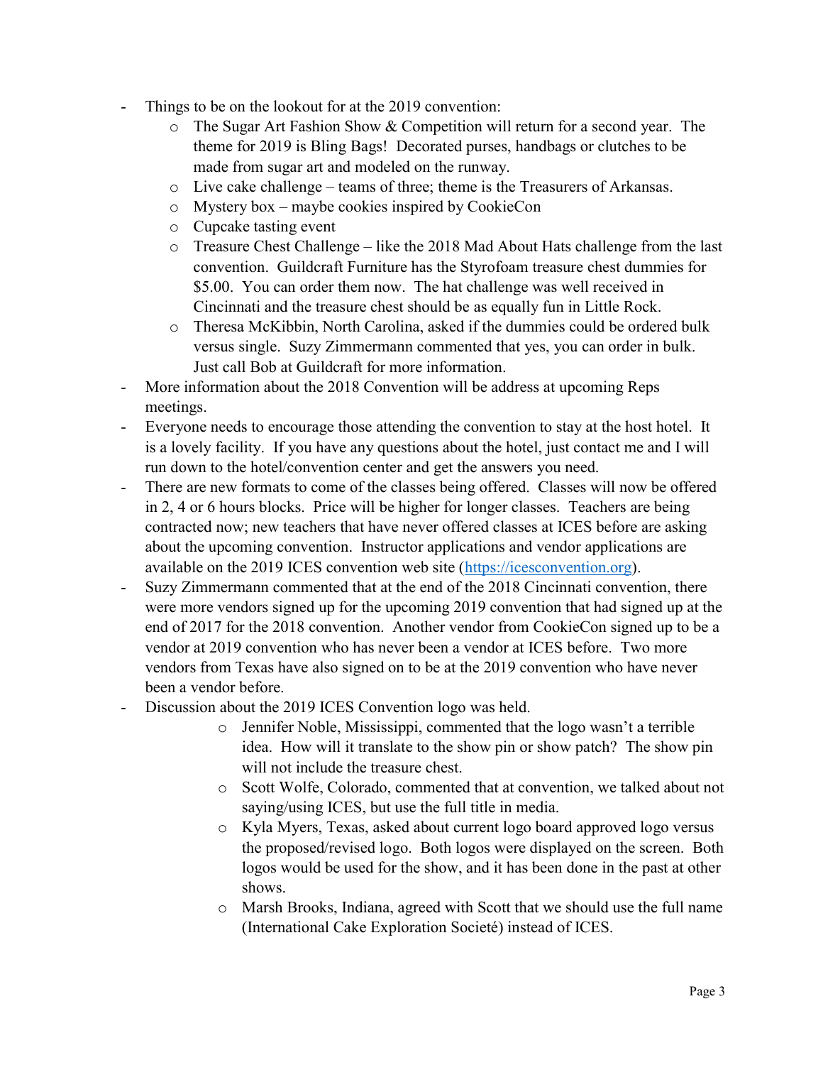- Things to be on the lookout for at the 2019 convention:
    - The Sugar Art Fashion Show & Competition will return for a second year. The theme for 2019 is Bling Bags! Decorated purses, handbags or clutches to be made from sugar art and modeled on the runway.
    - Live cake challenge – teams of three; theme is the Treasurers of Arkansas.
    - Mystery box – maybe cookies inspired by CookieCon
    - Cupcake tasting event
    - Treasure Chest Challenge – like the 2018 Mad About Hats challenge from the last convention. Guildcraft Furniture has the Styrofoam treasure chest dummies for $5.00. You can order them now. The hat challenge was well received in Cincinnati and the treasure chest should be as equally fun in Little Rock.
    - Theresa McKibbin, North Carolina, asked if the dummies could be ordered bulk versus single. Suzy Zimmermann commented that yes, you can order in bulk. Just call Bob at Guildcraft for more information.
- More information about the 2018 Convention will be address at upcoming Reps meetings.
- Everyone needs to encourage those attending the convention to stay at the host hotel. It is a lovely facility. If you have any questions about the hotel, just contact me and I will run down to the hotel/convention center and get the answers you need.
- There are new formats to come of the classes being offered. Classes will now be offered in 2, 4 or 6 hours blocks. Price will be higher for longer classes. Teachers are being contracted now; new teachers that have never offered classes at ICES before are asking about the upcoming convention. Instructor applications and vendor applications are available on the 2019 ICES convention web site (https://icesconvention.org).
- Suzy Zimmermann commented that at the end of the 2018 Cincinnati convention, there were more vendors signed up for the upcoming 2019 convention that had signed up at the end of 2017 for the 2018 convention. Another vendor from CookieCon signed up to be a vendor at 2019 convention who has never been a vendor at ICES before. Two more vendors from Texas have also signed on to be at the 2019 convention who have never been a vendor before.
- Discussion about the 2019 ICES Convention logo was held.
    - Jennifer Noble, Mississippi, commented that the logo wasn't a terrible idea. How will it translate to the show pin or show patch? The show pin will not include the treasure chest.
    - Scott Wolfe, Colorado, commented that at convention, we talked about not saying/using ICES, but use the full title in media.
    - Kyla Myers, Texas, asked about current logo board approved logo versus the proposed/revised logo. Both logos were displayed on the screen. Both logos would be used for the show, and it has been done in the past at other shows.
    - Marsh Brooks, Indiana, agreed with Scott that we should use the full name (International Cake Exploration Societé) instead of ICES.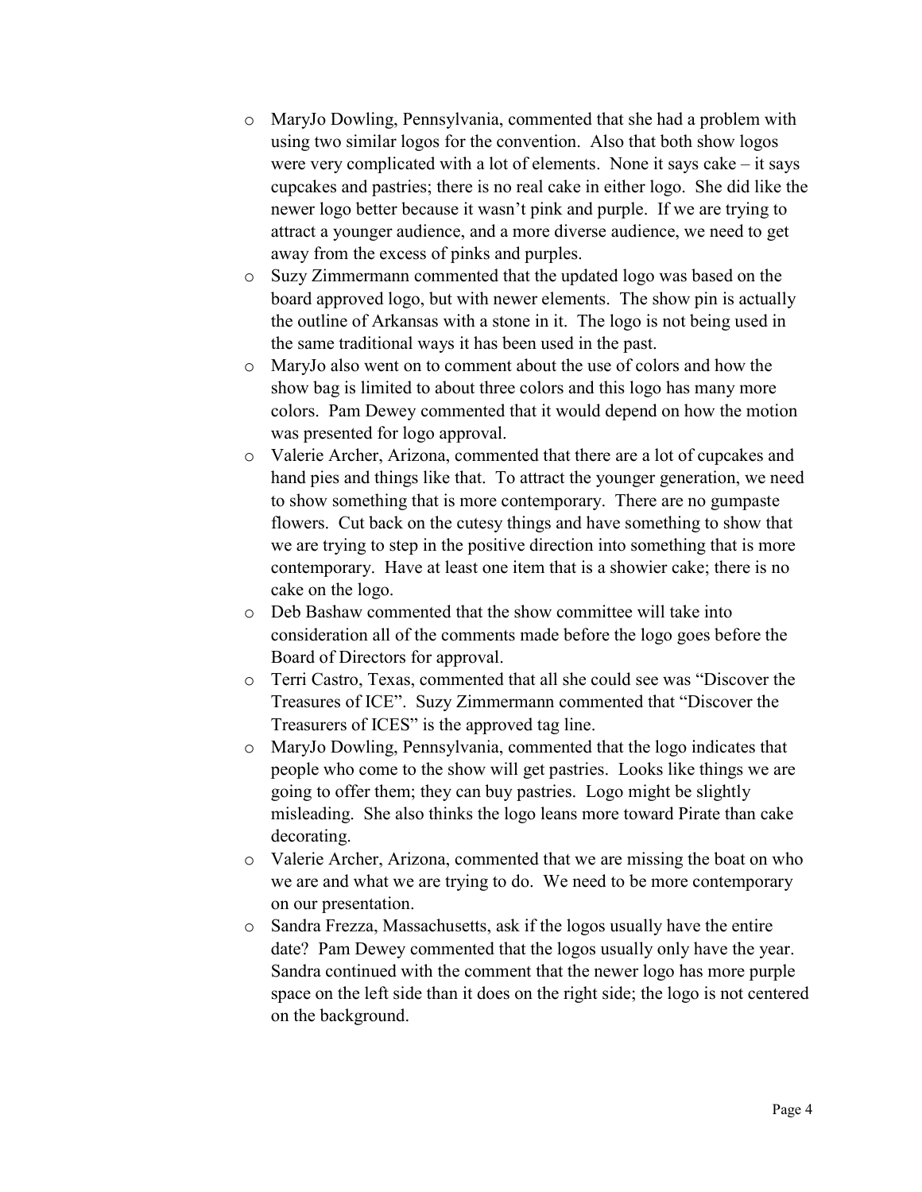- MaryJo Dowling, Pennsylvania, commented that she had a problem with using two similar logos for the convention. Also that both show logos were very complicated with a lot of elements. None it says cake – it says cupcakes and pastries; there is no real cake in either logo. She did like the newer logo better because it wasn't pink and purple. If we are trying to attract a younger audience, and a more diverse audience, we need to get away from the excess of pinks and purples.
- Suzy Zimmermann commented that the updated logo was based on the board approved logo, but with newer elements. The show pin is actually the outline of Arkansas with a stone in it. The logo is not being used in the same traditional ways it has been used in the past.
- MaryJo also went on to comment about the use of colors and how the show bag is limited to about three colors and this logo has many more colors. Pam Dewey commented that it would depend on how the motion was presented for logo approval.
- Valerie Archer, Arizona, commented that there are a lot of cupcakes and hand pies and things like that. To attract the younger generation, we need to show something that is more contemporary. There are no gumpaste flowers. Cut back on the cutesy things and have something to show that we are trying to step in the positive direction into something that is more contemporary. Have at least one item that is a showier cake; there is no cake on the logo.
- Deb Bashaw commented that the show committee will take into consideration all of the comments made before the logo goes before the Board of Directors for approval.
- Terri Castro, Texas, commented that all she could see was "Discover the Treasures of ICE". Suzy Zimmermann commented that "Discover the Treasurers of ICES" is the approved tag line.
- MaryJo Dowling, Pennsylvania, commented that the logo indicates that people who come to the show will get pastries. Looks like things we are going to offer them; they can buy pastries. Logo might be slightly misleading. She also thinks the logo leans more toward Pirate than cake decorating.
- Valerie Archer, Arizona, commented that we are missing the boat on who we are and what we are trying to do. We need to be more contemporary on our presentation.
- Sandra Frezza, Massachusetts, ask if the logos usually have the entire date? Pam Dewey commented that the logos usually only have the year. Sandra continued with the comment that the newer logo has more purple space on the left side than it does on the right side; the logo is not centered on the background.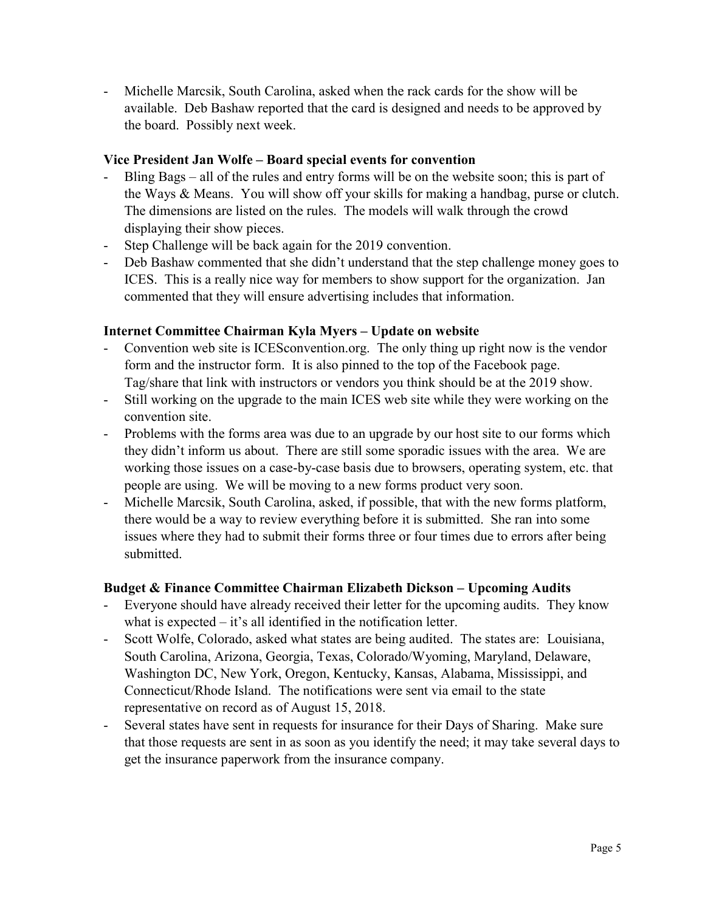- Michelle Marcsik, South Carolina, asked when the rack cards for the show will be available. Deb Bashaw reported that the card is designed and needs to be approved by the board. Possibly next week.

**Vice President Jan Wolfe – Board special events for convention**

- Bling Bags – all of the rules and entry forms will be on the website soon; this is part of the Ways & Means. You will show off your skills for making a handbag, purse or clutch. The dimensions are listed on the rules. The models will walk through the crowd displaying their show pieces.
- Step Challenge will be back again for the 2019 convention.
- Deb Bashaw commented that she didn't understand that the step challenge money goes to ICES. This is a really nice way for members to show support for the organization. Jan commented that they will ensure advertising includes that information.

**Internet Committee Chairman Kyla Myers – Update on website**

- Convention web site is ICESconvention.org. The only thing up right now is the vendor form and the instructor form. It is also pinned to the top of the Facebook page. Tag/share that link with instructors or vendors you think should be at the 2019 show.
- Still working on the upgrade to the main ICES web site while they were working on the convention site.
- Problems with the forms area was due to an upgrade by our host site to our forms which they didn't inform us about. There are still some sporadic issues with the area. We are working those issues on a case-by-case basis due to browsers, operating system, etc. that people are using. We will be moving to a new forms product very soon.
- Michelle Marcsik, South Carolina, asked, if possible, that with the new forms platform, there would be a way to review everything before it is submitted. She ran into some issues where they had to submit their forms three or four times due to errors after being submitted.

**Budget & Finance Committee Chairman Elizabeth Dickson – Upcoming Audits**

- Everyone should have already received their letter for the upcoming audits. They know what is expected – it's all identified in the notification letter.
- Scott Wolfe, Colorado, asked what states are being audited. The states are: Louisiana, South Carolina, Arizona, Georgia, Texas, Colorado/Wyoming, Maryland, Delaware, Washington DC, New York, Oregon, Kentucky, Kansas, Alabama, Mississippi, and Connecticut/Rhode Island. The notifications were sent via email to the state representative on record as of August 15, 2018.
- Several states have sent in requests for insurance for their Days of Sharing. Make sure that those requests are sent in as soon as you identify the need; it may take several days to get the insurance paperwork from the insurance company.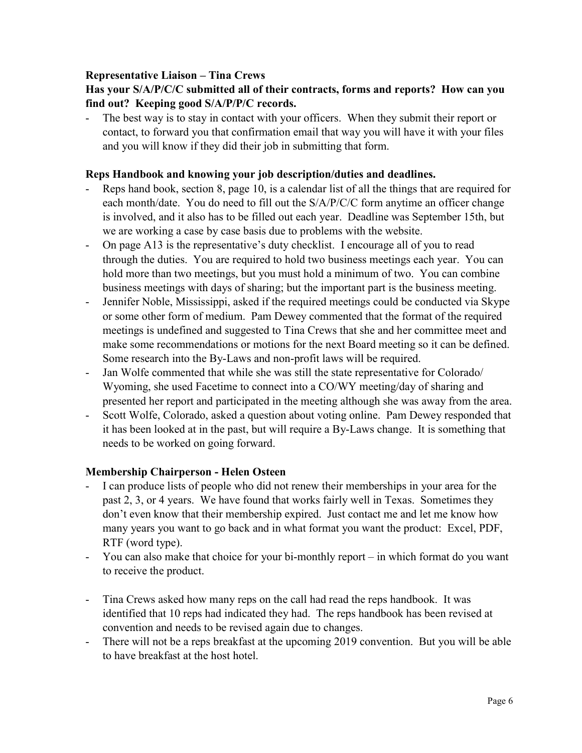**Representative Liaison – Tina Crews**

**Has your S/A/P/C/C submitted all of their contracts, forms and reports? How can you find out? Keeping good S/A/P/P/C records.**

- The best way is to stay in contact with your officers. When they submit their report or contact, to forward you that confirmation email that way you will have it with your files and you will know if they did their job in submitting that form.

**Reps Handbook and knowing your job description/duties and deadlines.**

- Reps hand book, section 8, page 10, is a calendar list of all the things that are required for each month/date. You do need to fill out the S/A/P/C/C form anytime an officer change is involved, and it also has to be filled out each year. Deadline was September 15th, but we are working a case by case basis due to problems with the website.
- On page A13 is the representative's duty checklist. I encourage all of you to read through the duties. You are required to hold two business meetings each year. You can hold more than two meetings, but you must hold a minimum of two. You can combine business meetings with days of sharing; but the important part is the business meeting.
- Jennifer Noble, Mississippi, asked if the required meetings could be conducted via Skype or some other form of medium. Pam Dewey commented that the format of the required meetings is undefined and suggested to Tina Crews that she and her committee meet and make some recommendations or motions for the next Board meeting so it can be defined. Some research into the By-Laws and non-profit laws will be required.
- Jan Wolfe commented that while she was still the state representative for Colorado/ Wyoming, she used Facetime to connect into a CO/WY meeting/day of sharing and presented her report and participated in the meeting although she was away from the area.
- Scott Wolfe, Colorado, asked a question about voting online. Pam Dewey responded that it has been looked at in the past, but will require a By-Laws change. It is something that needs to be worked on going forward.

**Membership Chairperson - Helen Osteen**

- I can produce lists of people who did not renew their memberships in your area for the past 2, 3, or 4 years. We have found that works fairly well in Texas. Sometimes they don't even know that their membership expired. Just contact me and let me know how many years you want to go back and in what format you want the product: Excel, PDF, RTF (word type).
- You can also make that choice for your bi-monthly report – in which format do you want to receive the product.

- Tina Crews asked how many reps on the call had read the reps handbook. It was identified that 10 reps had indicated they had. The reps handbook has been revised at convention and needs to be revised again due to changes.
- There will not be a reps breakfast at the upcoming 2019 convention. But you will be able to have breakfast at the host hotel.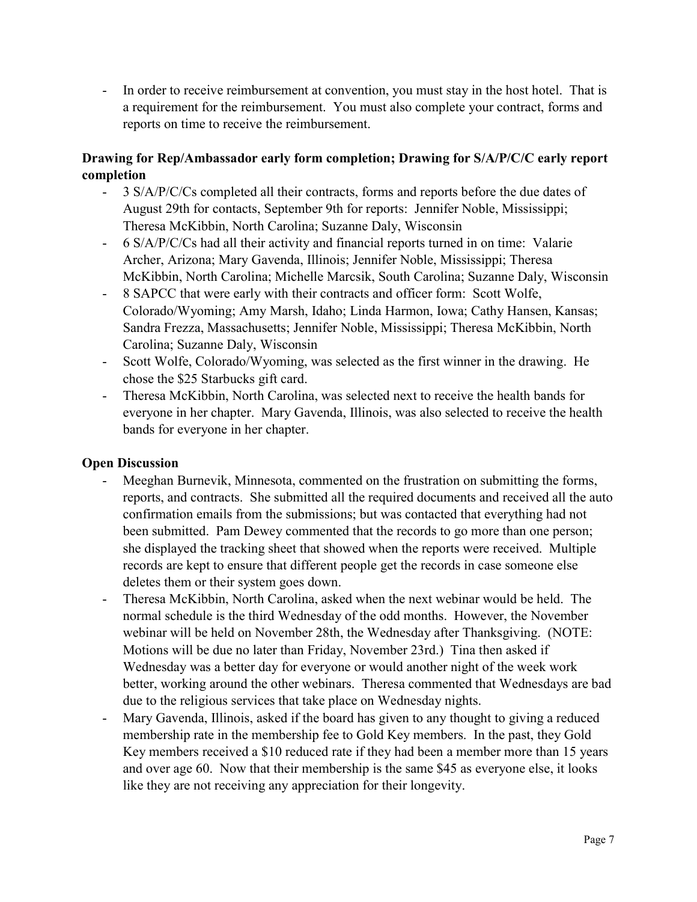- In order to receive reimbursement at convention, you must stay in the host hotel. That is a requirement for the reimbursement. You must also complete your contract, forms and reports on time to receive the reimbursement.

**Drawing for Rep/Ambassador early form completion; Drawing for S/A/P/C/C early report completion**

- 3 S/A/P/C/Cs completed all their contracts, forms and reports before the due dates of August 29th for contacts, September 9th for reports: Jennifer Noble, Mississippi; Theresa McKibbin, North Carolina; Suzanne Daly, Wisconsin
- 6 S/A/P/C/Cs had all their activity and financial reports turned in on time: Valarie Archer, Arizona; Mary Gavenda, Illinois; Jennifer Noble, Mississippi; Theresa McKibbin, North Carolina; Michelle Marcsik, South Carolina; Suzanne Daly, Wisconsin
- 8 SAPCC that were early with their contracts and officer form: Scott Wolfe, Colorado/Wyoming; Amy Marsh, Idaho; Linda Harmon, Iowa; Cathy Hansen, Kansas; Sandra Frezza, Massachusetts; Jennifer Noble, Mississippi; Theresa McKibbin, North Carolina; Suzanne Daly, Wisconsin
- Scott Wolfe, Colorado/Wyoming, was selected as the first winner in the drawing. He chose the $25 Starbucks gift card.
- Theresa McKibbin, North Carolina, was selected next to receive the health bands for everyone in her chapter. Mary Gavenda, Illinois, was also selected to receive the health bands for everyone in her chapter.

**Open Discussion**

- Meeghan Burnevik, Minnesota, commented on the frustration on submitting the forms, reports, and contracts. She submitted all the required documents and received all the auto confirmation emails from the submissions; but was contacted that everything had not been submitted. Pam Dewey commented that the records to go more than one person; she displayed the tracking sheet that showed when the reports were received. Multiple records are kept to ensure that different people get the records in case someone else deletes them or their system goes down.
- Theresa McKibbin, North Carolina, asked when the next webinar would be held. The normal schedule is the third Wednesday of the odd months. However, the November webinar will be held on November 28th, the Wednesday after Thanksgiving. (NOTE: Motions will be due no later than Friday, November 23rd.) Tina then asked if Wednesday was a better day for everyone or would another night of the week work better, working around the other webinars. Theresa commented that Wednesdays are bad due to the religious services that take place on Wednesday nights.
- Mary Gavenda, Illinois, asked if the board has given to any thought to giving a reduced membership rate in the membership fee to Gold Key members. In the past, they Gold Key members received a $10 reduced rate if they had been a member more than 15 years and over age 60. Now that their membership is the same $45 as everyone else, it looks like they are not receiving any appreciation for their longevity.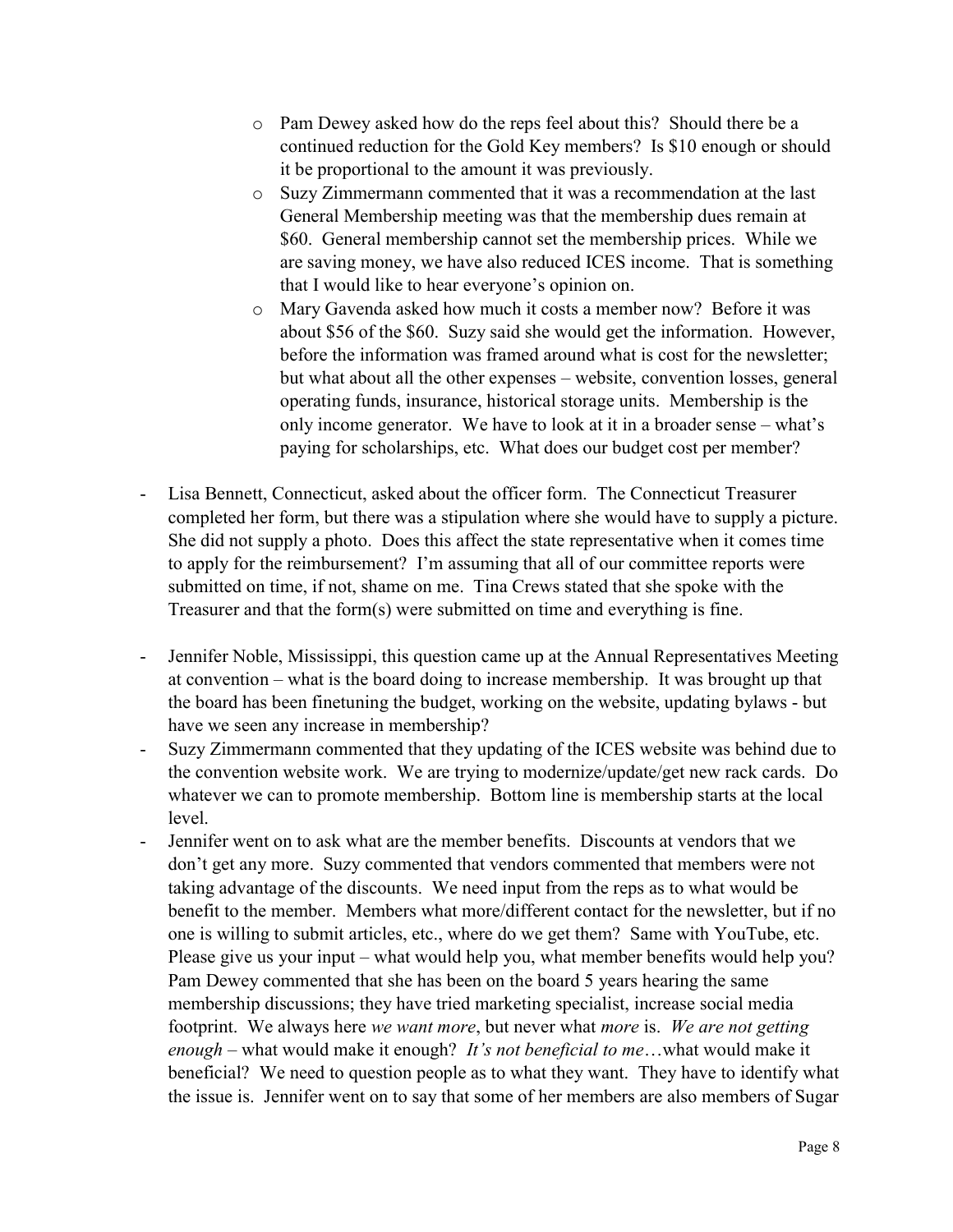- Pam Dewey asked how do the reps feel about this? Should there be a continued reduction for the Gold Key members? Is $10 enough or should it be proportional to the amount it was previously.
  - Suzy Zimmermann commented that it was a recommendation at the last General Membership meeting was that the membership dues remain at $60. General membership cannot set the membership prices. While we are saving money, we have also reduced ICES income. That is something that I would like to hear everyone's opinion on.
  - Mary Gavenda asked how much it costs a member now? Before it was about $56 of the $60. Suzy said she would get the information. However, before the information was framed around what is cost for the newsletter; but what about all the other expenses – website, convention losses, general operating funds, insurance, historical storage units. Membership is the only income generator. We have to look at it in a broader sense – what's paying for scholarships, etc. What does our budget cost per member?

- Lisa Bennett, Connecticut, asked about the officer form. The Connecticut Treasurer completed her form, but there was a stipulation where she would have to supply a picture. She did not supply a photo. Does this affect the state representative when it comes time to apply for the reimbursement? I'm assuming that all of our committee reports were submitted on time, if not, shame on me. Tina Crews stated that she spoke with the Treasurer and that the form(s) were submitted on time and everything is fine.

- Jennifer Noble, Mississippi, this question came up at the Annual Representatives Meeting at convention – what is the board doing to increase membership. It was brought up that the board has been finetuning the budget, working on the website, updating bylaws - but have we seen any increase in membership?
- Suzy Zimmermann commented that they updating of the ICES website was behind due to the convention website work. We are trying to modernize/update/get new rack cards. Do whatever we can to promote membership. Bottom line is membership starts at the local level.
- Jennifer went on to ask what are the member benefits. Discounts at vendors that we don't get any more. Suzy commented that vendors commented that members were not taking advantage of the discounts. We need input from the reps as to what would be benefit to the member. Members what more/different contact for the newsletter, but if no one is willing to submit articles, etc., where do we get them? Same with YouTube, etc. Please give us your input – what would help you, what member benefits would help you? Pam Dewey commented that she has been on the board 5 years hearing the same membership discussions; they have tried marketing specialist, increase social media footprint. We always here *we want more*, but never what *more* is. *We are not getting enough* – what would make it enough? *It's not beneficial to me*…what would make it beneficial? We need to question people as to what they want. They have to identify what the issue is. Jennifer went on to say that some of her members are also members of Sugar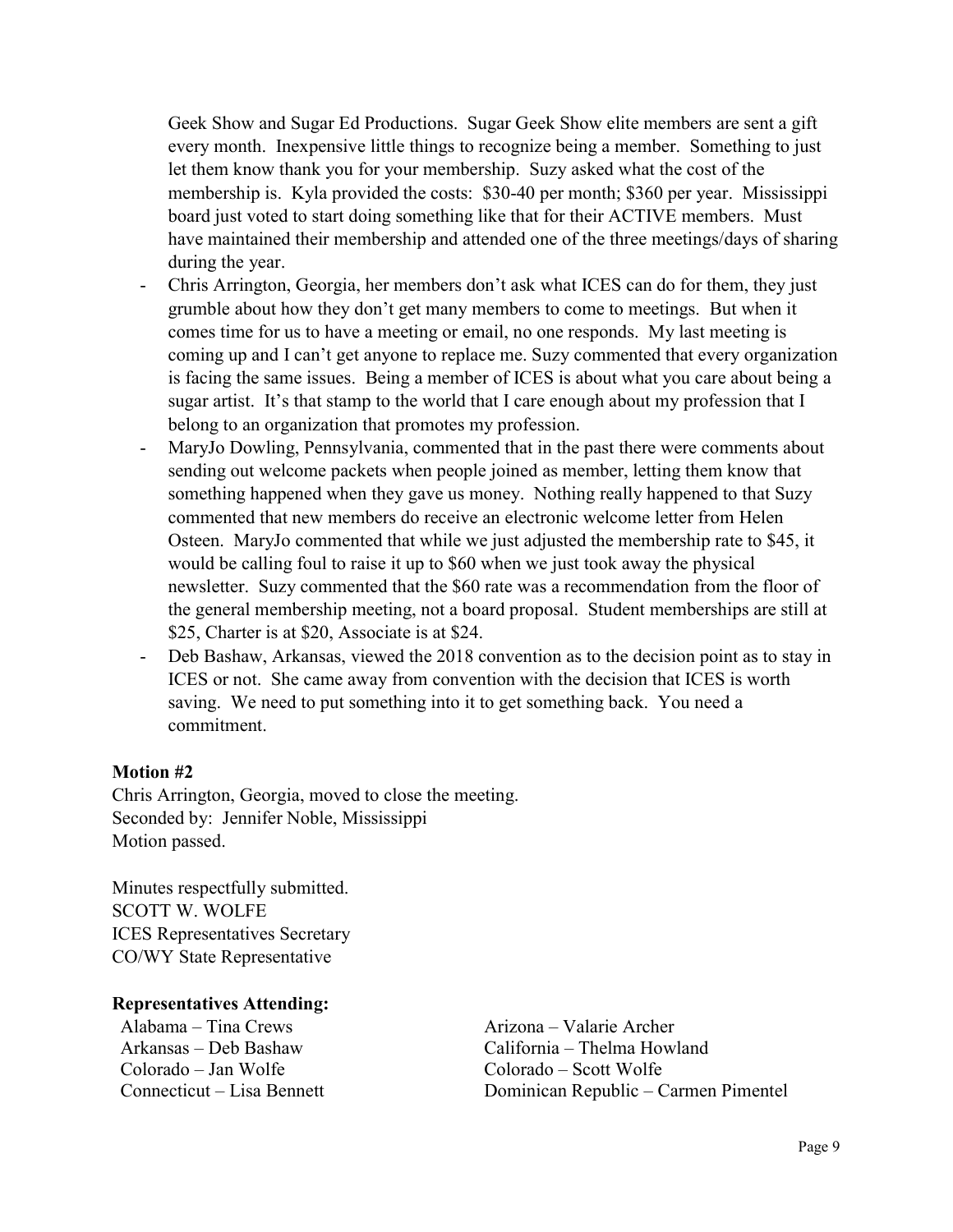Geek Show and Sugar Ed Productions. Sugar Geek Show elite members are sent a gift every month. Inexpensive little things to recognize being a member. Something to just let them know thank you for your membership. Suzy asked what the cost of the membership is. Kyla provided the costs: $30-40 per month; $360 per year. Mississippi board just voted to start doing something like that for their ACTIVE members. Must have maintained their membership and attended one of the three meetings/days of sharing during the year.

- Chris Arrington, Georgia, her members don't ask what ICES can do for them, they just grumble about how they don't get many members to come to meetings. But when it comes time for us to have a meeting or email, no one responds. My last meeting is coming up and I can't get anyone to replace me. Suzy commented that every organization is facing the same issues. Being a member of ICES is about what you care about being a sugar artist. It's that stamp to the world that I care enough about my profession that I belong to an organization that promotes my profession.
- MaryJo Dowling, Pennsylvania, commented that in the past there were comments about sending out welcome packets when people joined as member, letting them know that something happened when they gave us money. Nothing really happened to that Suzy commented that new members do receive an electronic welcome letter from Helen Osteen. MaryJo commented that while we just adjusted the membership rate to $45, it would be calling foul to raise it up to $60 when we just took away the physical newsletter. Suzy commented that the $60 rate was a recommendation from the floor of the general membership meeting, not a board proposal. Student memberships are still at $25, Charter is at $20, Associate is at $24.
- Deb Bashaw, Arkansas, viewed the 2018 convention as to the decision point as to stay in ICES or not. She came away from convention with the decision that ICES is worth saving. We need to put something into it to get something back. You need a commitment.

**Motion #2**

Chris Arrington, Georgia, moved to close the meeting.
Seconded by: Jennifer Noble, Mississippi
Motion passed.

Minutes respectfully submitted.
SCOTT W. WOLFE
ICES Representatives Secretary
CO/WY State Representative

**Representatives Attending:**

Alabama – Tina Crews
Arizona – Valarie Archer
Arkansas – Deb Bashaw
California – Thelma Howland
Colorado – Jan Wolfe
Colorado – Scott Wolfe
Connecticut – Lisa Bennett
Dominican Republic – Carmen Pimentel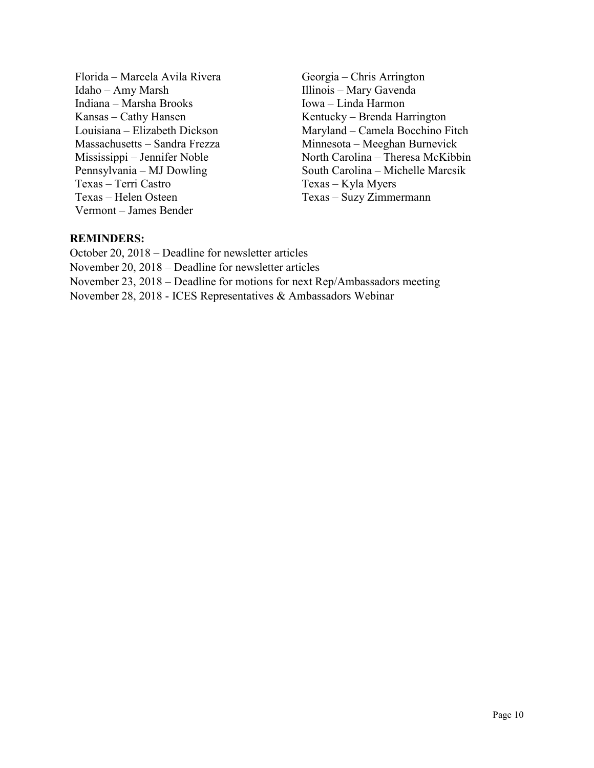Florida – Marcela Avila Rivera
Georgia – Chris Arrington
Idaho – Amy Marsh
Illinois – Mary Gavenda
Indiana – Marsha Brooks
Iowa – Linda Harmon
Kansas – Cathy Hansen
Kentucky – Brenda Harrington
Louisiana – Elizabeth Dickson
Maryland – Camela Bocchino Fitch
Massachusetts – Sandra Frezza
Minnesota – Meeghan Burnevick
Mississippi – Jennifer Noble
North Carolina – Theresa McKibbin
Pennsylvania – MJ Dowling
South Carolina – Michelle Marcsik
Texas – Terri Castro
Texas – Kyla Myers
Texas – Helen Osteen
Texas – Suzy Zimmermann
Vermont – James Bender

**REMINDERS:**

October 20, 2018 – Deadline for newsletter articles
November 20, 2018 – Deadline for newsletter articles
November 23, 2018 – Deadline for motions for next Rep/Ambassadors meeting
November 28, 2018 - ICES Representatives & Ambassadors Webinar